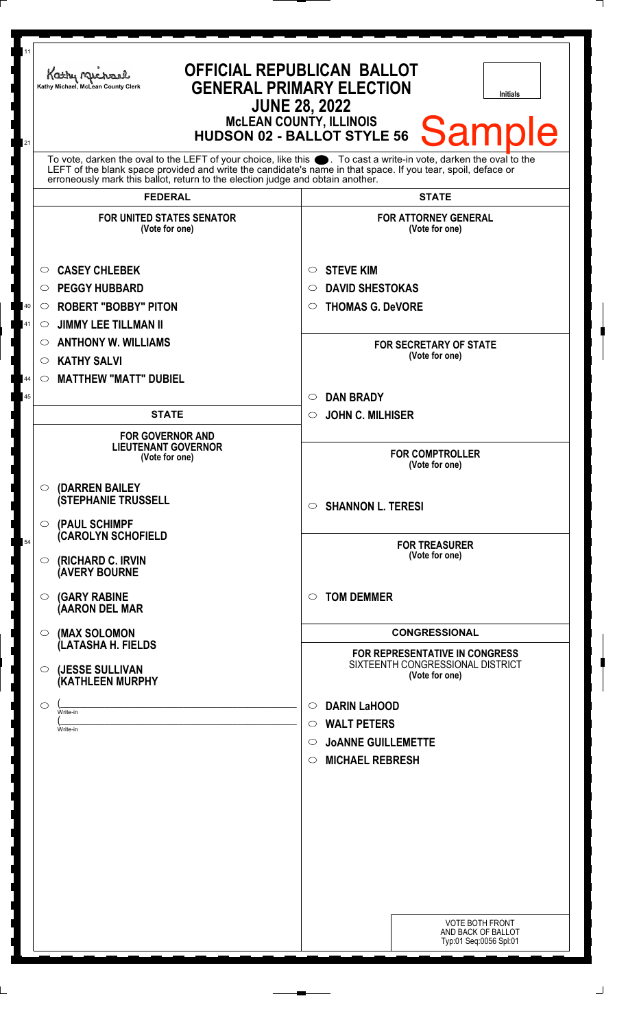Kathy Michael, McLean County Clerk

# OFFICIAL REPUBLICAN BALLOT
## GENERAL PRIMARY ELECTION
## JUNE 28, 2022
### McLEAN COUNTY, ILLINOIS
### HUDSON 02 - BALLOT STYLE 56

Initials

Sample

To vote, darken the oval to the LEFT of your choice, like this ●. To cast a write-in vote, darken the oval to the LEFT of the blank space provided and write the candidate's name in that space. If you tear, spoil, deface or erroneously mark this ballot, return to the election judge and obtain another.

## FEDERAL

**FOR UNITED STATES SENATOR**
(Vote for one)

- ○ CASEY CHLEBEK
- ○ PEGGY HUBBARD
- ○ ROBERT "BOBBY" PITON
- ○ JIMMY LEE TILLMAN II
- ○ ANTHONY W. WILLIAMS
- ○ KATHY SALVI
- ○ MATTHEW "MATT" DUBIEL

## STATE

**FOR GOVERNOR AND LIEUTENANT GOVERNOR**
(Vote for one)

- ○ (DARREN BAILEY (STEPHANIE TRUSSELL
- ○ (PAUL SCHIMPF (CAROLYN SCHOFIELD
- ○ (RICHARD C. IRVIN (AVERY BOURNE
- ○ (GARY RABINE (AARON DEL MAR
- ○ (MAX SOLOMON (LATASHA H. FIELDS
- ○ (JESSE SULLIVAN (KATHLEEN MURPHY
- ○ (______________ Write-in (______________ Write-in

## STATE

**FOR ATTORNEY GENERAL**
(Vote for one)

- ○ STEVE KIM
- ○ DAVID SHESTOKAS
- ○ THOMAS G. DeVORE

**FOR SECRETARY OF STATE**
(Vote for one)

- ○ DAN BRADY
- ○ JOHN C. MILHISER

**FOR COMPTROLLER**
(Vote for one)

- ○ SHANNON L. TERESI

**FOR TREASURER**
(Vote for one)

- ○ TOM DEMMER

## CONGRESSIONAL

**FOR REPRESENTATIVE IN CONGRESS**
SIXTEENTH CONGRESSIONAL DISTRICT
(Vote for one)

- ○ DARIN LaHOOD
- ○ WALT PETERS
- ○ JoANNE GUILLEMETTE
- ○ MICHAEL REBRESH

VOTE BOTH FRONT AND BACK OF BALLOT
Typ:01 Seq:0056 Spl:01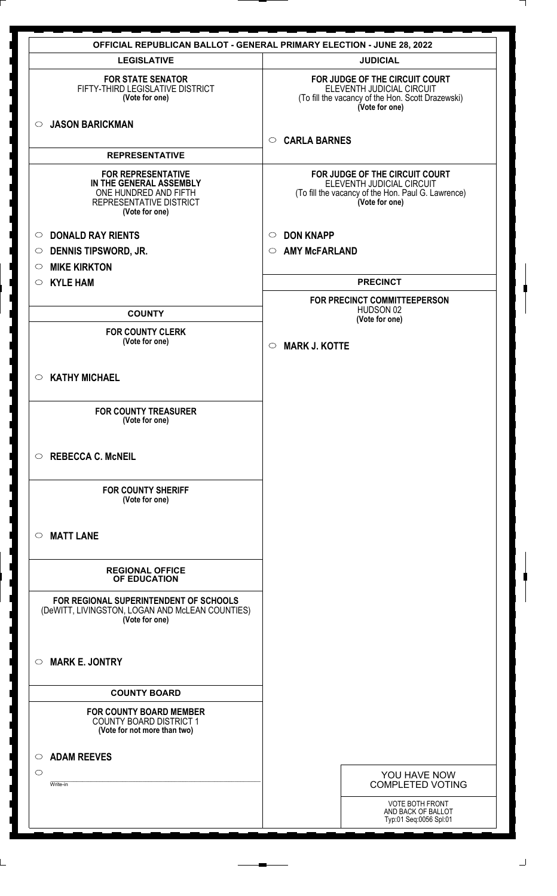# OFFICIAL REPUBLICAN BALLOT - GENERAL PRIMARY ELECTION - JUNE 28, 2022

## LEGISLATIVE

**FOR STATE SENATOR**
FIFTY-THIRD LEGISLATIVE DISTRICT
**(Vote for one)**

○ **JASON BARICKMAN**

## REPRESENTATIVE

**FOR REPRESENTATIVE IN THE GENERAL ASSEMBLY**
ONE HUNDRED AND FIFTH
REPRESENTATIVE DISTRICT
**(Vote for one)**

○ **DONALD RAY RIENTS**
○ **DENNIS TIPSWORD, JR.**
○ **MIKE KIRKTON**
○ **KYLE HAM**

## COUNTY

**FOR COUNTY CLERK**
**(Vote for one)**

○ **KATHY MICHAEL**

**FOR COUNTY TREASURER**
**(Vote for one)**

○ **REBECCA C. McNEIL**

**FOR COUNTY SHERIFF**
**(Vote for one)**

○ **MATT LANE**

## REGIONAL OFFICE OF EDUCATION

**FOR REGIONAL SUPERINTENDENT OF SCHOOLS**
(DeWITT, LIVINGSTON, LOGAN AND McLEAN COUNTIES)
**(Vote for one)**

○ **MARK E. JONTRY**

## COUNTY BOARD

**FOR COUNTY BOARD MEMBER**
COUNTY BOARD DISTRICT 1
**(Vote for not more than two)**

○ **ADAM REEVES**
○ ____________________
Write-in

## JUDICIAL

**FOR JUDGE OF THE CIRCUIT COURT**
ELEVENTH JUDICIAL CIRCUIT
(To fill the vacancy of the Hon. Scott Drazewski)
**(Vote for one)**

○ **CARLA BARNES**

**FOR JUDGE OF THE CIRCUIT COURT**
ELEVENTH JUDICIAL CIRCUIT
(To fill the vacancy of the Hon. Paul G. Lawrence)
**(Vote for one)**

○ **DON KNAPP**
○ **AMY McFARLAND**

## PRECINCT

**FOR PRECINCT COMMITTEEPERSON**
HUDSON 02
**(Vote for one)**

○ **MARK J. KOTTE**

YOU HAVE NOW COMPLETED VOTING

VOTE BOTH FRONT AND BACK OF BALLOT
Typ:01 Seq:0056 Spl:01